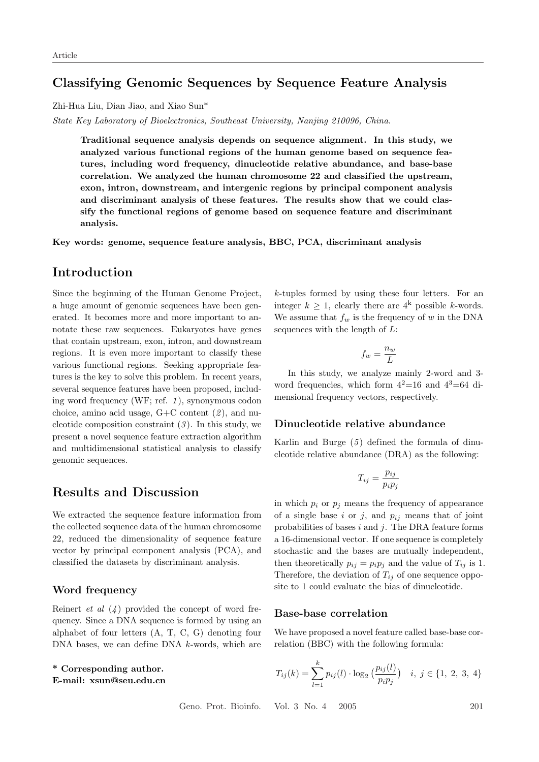# Classifying Genomic Sequences by Sequence Feature Analysis

Zhi-Hua Liu, Dian Jiao, and Xiao Sun*

*State Key Laboratory of Bioelectronics, Southeast University, Nanjing 210096, China.*

**Traditional sequence analysis depends on sequence alignment. In this study, we analyzed various functional regions of the human genome based on sequence features, including word frequency, dinucleotide relative abundance, and base-base correlation. We analyzed the human chromosome 22 and classified the upstream, exon, intron, downstream, and intergenic regions by principal component analysis and discriminant analysis of these features. The results show that we could classify the functional regions of genome based on sequence feature and discriminant analysis.**

**Key words: genome, sequence feature analysis, BBC, PCA, discriminant analysis**

## Introduction

Since the beginning of the Human Genome Project, a huge amount of genomic sequences have been generated. It becomes more and more important to annotate these raw sequences. Eukaryotes have genes that contain upstream, exon, intron, and downstream regions. It is even more important to classify these various functional regions. Seeking appropriate features is the key to solve this problem. In recent years, several sequence features have been proposed, including word frequency (WF; ref. *1*), synonymous codon choice, amino acid usage, G+C content (*2*), and nucleotide composition constraint (*3*). In this study, we present a novel sequence feature extraction algorithm and multidimensional statistical analysis to classify genomic sequences.

## Results and Discussion

We extracted the sequence feature information from the collected sequence data of the human chromosome 22, reduced the dimensionality of sequence feature vector by principal component analysis (PCA), and classified the datasets by discriminant analysis.

### Word frequency

Reinert *et al* (*4*) provided the concept of word frequency. Since a DNA sequence is formed by using an alphabet of four letters (A, T, C, G) denoting four DNA bases, we can define DNA *k*-words, which are *k*-tuples formed by using these four letters. For an integer $k \geq 1$, clearly there are $4^k$ possible *k*-words. We assume that $f_w$ is the frequency of $w$ in the DNA sequences with the length of $L$:

$$f_w = \frac{n_w}{L}$$

In this study, we analyze mainly 2-word and 3-word frequencies, which form $4^2$=16 and $4^3$=64 dimensional frequency vectors, respectively.

### Dinucleotide relative abundance

Karlin and Burge (*5*) defined the formula of dinucleotide relative abundance (DRA) as the following:

$$T_{ij} = \frac{p_{ij}}{p_i p_j}$$

in which $p_i$ or $p_j$ means the frequency of appearance of a single base $i$ or $j$, and $p_{ij}$ means that of joint probabilities of bases $i$ and $j$. The DRA feature forms a 16-dimensional vector. If one sequence is completely stochastic and the bases are mutually independent, then theoretically $p_{ij} = p_i p_j$ and the value of $T_{ij}$ is 1. Therefore, the deviation of $T_{ij}$ of one sequence opposite to 1 could evaluate the bias of dinucleotide.

### Base-base correlation

We have proposed a novel feature called base-base correlation (BBC) with the following formula:

$$T_{ij}(k) = \sum_{l=1}^{k} p_{ij}(l) \cdot \log_2 \left( \frac{p_{ij}(l)}{p_i p_j} \right) \quad i,\ j \in \{1,\ 2,\ 3,\ 4\}$$

**\* Corresponding author.**
**E-mail: xsun@seu.edu.cn**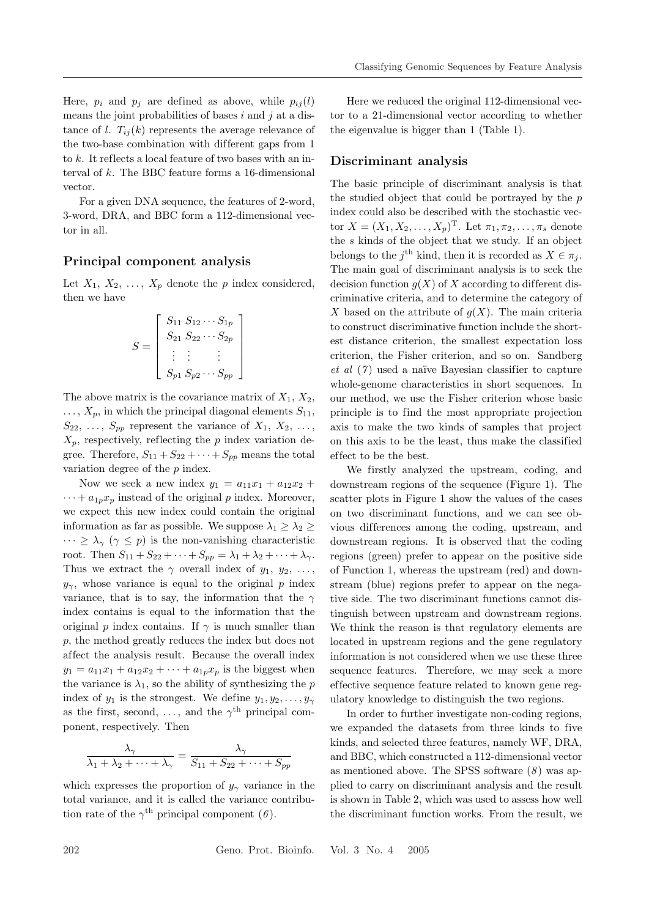Here, $p_i$ and $p_j$ are defined as above, while $p_{ij}(l)$ means the joint probabilities of bases $i$ and $j$ at a distance of $l$. $T_{ij}(k)$ represents the average relevance of the two-base combination with different gaps from 1 to $k$. It reflects a local feature of two bases with an interval of $k$. The BBC feature forms a 16-dimensional vector.

For a given DNA sequence, the features of 2-word, 3-word, DRA, and BBC form a 112-dimensional vector in all.

## Principal component analysis

Let $X_1$, $X_2$, ..., $X_p$ denote the $p$ index considered, then we have

$$S = \begin{bmatrix} S_{11} & S_{12} & \cdots & S_{1p} \\ S_{21} & S_{22} & \cdots & S_{2p} \\ \vdots & \vdots & & \vdots \\ S_{p1} & S_{p2} & \cdots & S_{pp} \end{bmatrix}$$

The above matrix is the covariance matrix of $X_1$, $X_2$, ..., $X_p$, in which the principal diagonal elements $S_{11}$, $S_{22}$, ..., $S_{pp}$ represent the variance of $X_1$, $X_2$, ..., $X_p$, respectively, reflecting the $p$ index variation degree. Therefore, $S_{11} + S_{22} + \cdots + S_{pp}$ means the total variation degree of the $p$ index.

Now we seek a new index $y_1 = a_{11}x_1 + a_{12}x_2 + \cdots + a_{1p}x_p$ instead of the original $p$ index. Moreover, we expect this new index could contain the original information as far as possible. We suppose $\lambda_1 \geq \lambda_2 \geq \cdots \geq \lambda_\gamma$ ($\gamma \leq p$) is the non-vanishing characteristic root. Then $S_{11} + S_{22} + \cdots + S_{pp} = \lambda_1 + \lambda_2 + \cdots + \lambda_\gamma$. Thus we extract the $\gamma$ overall index of $y_1$, $y_2$, ..., $y_\gamma$, whose variance is equal to the original $p$ index variance, that is to say, the information that the $\gamma$ index contains is equal to the information that the original $p$ index contains. If $\gamma$ is much smaller than $p$, the method greatly reduces the index but does not affect the analysis result. Because the overall index $y_1 = a_{11}x_1 + a_{12}x_2 + \cdots + a_{1p}x_p$ is the biggest when the variance is $\lambda_1$, so the ability of synthesizing the $p$ index of $y_1$ is the strongest. We define $y_1, y_2, \ldots, y_\gamma$ as the first, second, ..., and the $\gamma^{\text{th}}$ principal component, respectively. Then

$$\frac{\lambda_\gamma}{\lambda_1 + \lambda_2 + \cdots + \lambda_\gamma} = \frac{\lambda_\gamma}{S_{11} + S_{22} + \cdots + S_{pp}}$$

which expresses the proportion of $y_\gamma$ variance in the total variance, and it is called the variance contribution rate of the $\gamma^{\text{th}}$ principal component (*6*).

Here we reduced the original 112-dimensional vector to a 21-dimensional vector according to whether the eigenvalue is bigger than 1 (Table 1).

## Discriminant analysis

The basic principle of discriminant analysis is that the studied object that could be portrayed by the $p$ index could also be described with the stochastic vector $X = (X_1, X_2, \ldots, X_p)^{\mathrm{T}}$. Let $\pi_1, \pi_2, \ldots, \pi_s$ denote the $s$ kinds of the object that we study. If an object belongs to the $j^{\text{th}}$ kind, then it is recorded as $X \in \pi_j$. The main goal of discriminant analysis is to seek the decision function $g(X)$ of $X$ according to different discriminative criteria, and to determine the category of $X$ based on the attribute of $g(X)$. The main criteria to construct discriminative function include the shortest distance criterion, the smallest expectation loss criterion, the Fisher criterion, and so on. Sandberg *et al* (*7*) used a naïve Bayesian classifier to capture whole-genome characteristics in short sequences. In our method, we use the Fisher criterion whose basic principle is to find the most appropriate projection axis to make the two kinds of samples that project on this axis to be the least, thus make the classified effect to be the best.

We firstly analyzed the upstream, coding, and downstream regions of the sequence (Figure 1). The scatter plots in Figure 1 show the values of the cases on two discriminant functions, and we can see obvious differences among the coding, upstream, and downstream regions. It is observed that the coding regions (green) prefer to appear on the positive side of Function 1, whereas the upstream (red) and downstream (blue) regions prefer to appear on the negative side. The two discriminant functions cannot distinguish between upstream and downstream regions. We think the reason is that regulatory elements are located in upstream regions and the gene regulatory information is not considered when we use these three sequence features. Therefore, we may seek a more effective sequence feature related to known gene regulatory knowledge to distinguish the two regions.

In order to further investigate non-coding regions, we expanded the datasets from three kinds to five kinds, and selected three features, namely WF, DRA, and BBC, which constructed a 112-dimensional vector as mentioned above. The SPSS software (*8*) was applied to carry on discriminant analysis and the result is shown in Table 2, which was used to assess how well the discriminant function works. From the result, we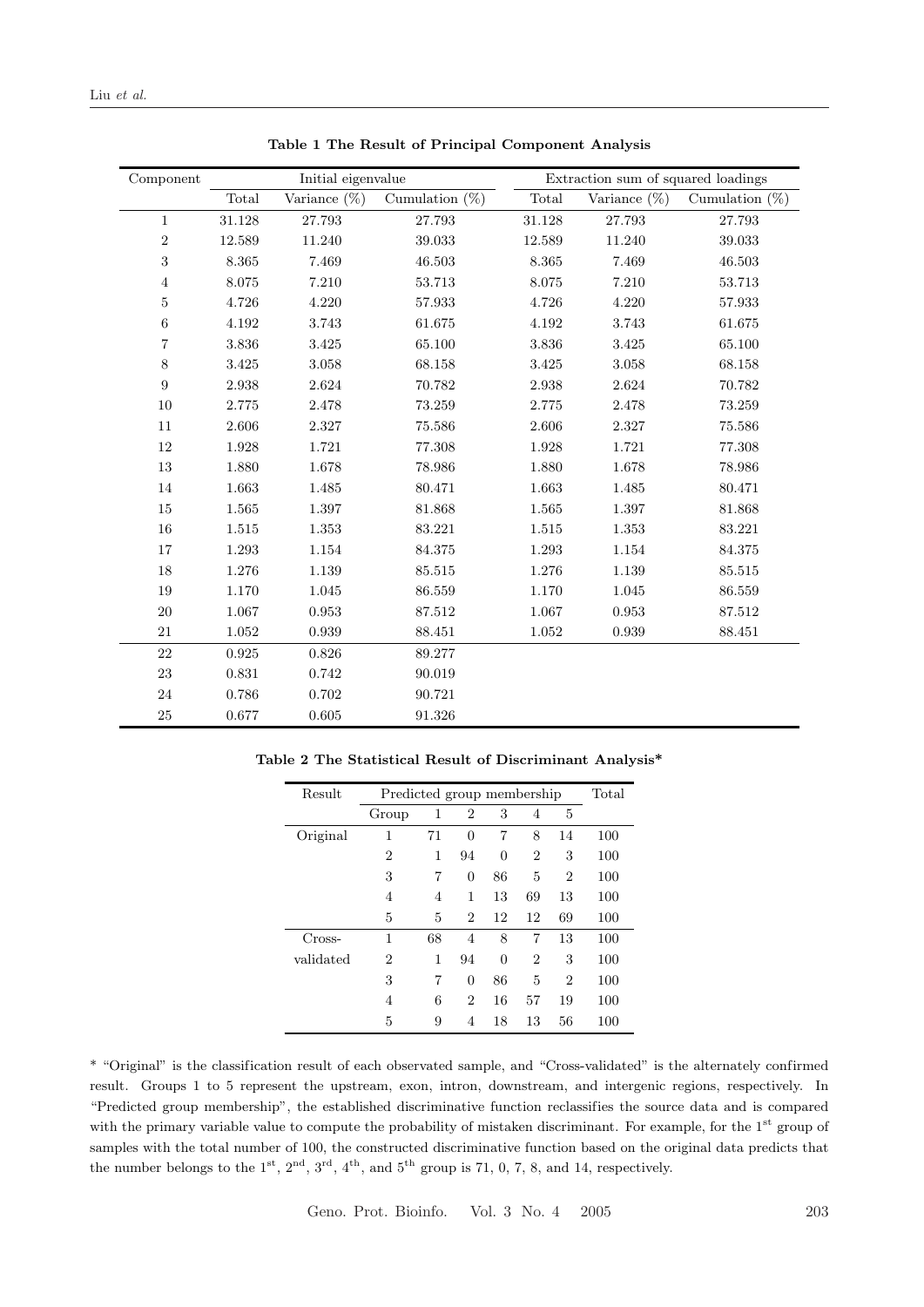**Table 1 The Result of Principal Component Analysis**

| Component | Initial eigenvalue | | | Extraction sum of squared loadings | | |
|---|---|---|---|---|---|---|
| | Total | Variance (%) | Cumulation (%) | Total | Variance (%) | Cumulation (%) |
| 1 | 31.128 | 27.793 | 27.793 | 31.128 | 27.793 | 27.793 |
| 2 | 12.589 | 11.240 | 39.033 | 12.589 | 11.240 | 39.033 |
| 3 | 8.365 | 7.469 | 46.503 | 8.365 | 7.469 | 46.503 |
| 4 | 8.075 | 7.210 | 53.713 | 8.075 | 7.210 | 53.713 |
| 5 | 4.726 | 4.220 | 57.933 | 4.726 | 4.220 | 57.933 |
| 6 | 4.192 | 3.743 | 61.675 | 4.192 | 3.743 | 61.675 |
| 7 | 3.836 | 3.425 | 65.100 | 3.836 | 3.425 | 65.100 |
| 8 | 3.425 | 3.058 | 68.158 | 3.425 | 3.058 | 68.158 |
| 9 | 2.938 | 2.624 | 70.782 | 2.938 | 2.624 | 70.782 |
| 10 | 2.775 | 2.478 | 73.259 | 2.775 | 2.478 | 73.259 |
| 11 | 2.606 | 2.327 | 75.586 | 2.606 | 2.327 | 75.586 |
| 12 | 1.928 | 1.721 | 77.308 | 1.928 | 1.721 | 77.308 |
| 13 | 1.880 | 1.678 | 78.986 | 1.880 | 1.678 | 78.986 |
| 14 | 1.663 | 1.485 | 80.471 | 1.663 | 1.485 | 80.471 |
| 15 | 1.565 | 1.397 | 81.868 | 1.565 | 1.397 | 81.868 |
| 16 | 1.515 | 1.353 | 83.221 | 1.515 | 1.353 | 83.221 |
| 17 | 1.293 | 1.154 | 84.375 | 1.293 | 1.154 | 84.375 |
| 18 | 1.276 | 1.139 | 85.515 | 1.276 | 1.139 | 85.515 |
| 19 | 1.170 | 1.045 | 86.559 | 1.170 | 1.045 | 86.559 |
| 20 | 1.067 | 0.953 | 87.512 | 1.067 | 0.953 | 87.512 |
| 21 | 1.052 | 0.939 | 88.451 | 1.052 | 0.939 | 88.451 |
| 22 | 0.925 | 0.826 | 89.277 | | | |
| 23 | 0.831 | 0.742 | 90.019 | | | |
| 24 | 0.786 | 0.702 | 90.721 | | | |
| 25 | 0.677 | 0.605 | 91.326 | | | |

**Table 2 The Statistical Result of Discriminant Analysis***

| Result | Predicted group membership | | | | | | Total |
|---|---|---|---|---|---|---|---|
| | Group | 1 | 2 | 3 | 4 | 5 | |
| Original | 1 | 71 | 0 | 7 | 8 | 14 | 100 |
| | 2 | 1 | 94 | 0 | 2 | 3 | 100 |
| | 3 | 7 | 0 | 86 | 5 | 2 | 100 |
| | 4 | 4 | 1 | 13 | 69 | 13 | 100 |
| | 5 | 5 | 2 | 12 | 12 | 69 | 100 |
| Cross-validated | 1 | 68 | 4 | 8 | 7 | 13 | 100 |
| | 2 | 1 | 94 | 0 | 2 | 3 | 100 |
| | 3 | 7 | 0 | 86 | 5 | 2 | 100 |
| | 4 | 6 | 2 | 16 | 57 | 19 | 100 |
| | 5 | 9 | 4 | 18 | 13 | 56 | 100 |

* "Original" is the classification result of each observated sample, and "Cross-validated" is the alternately confirmed result. Groups 1 to 5 represent the upstream, exon, intron, downstream, and intergenic regions, respectively. In "Predicted group membership", the established discriminative function reclassifies the source data and is compared with the primary variable value to compute the probability of mistaken discriminant. For example, for the 1st group of samples with the total number of 100, the constructed discriminative function based on the original data predicts that the number belongs to the 1st, 2nd, 3rd, 4th, and 5th group is 71, 0, 7, 8, and 14, respectively.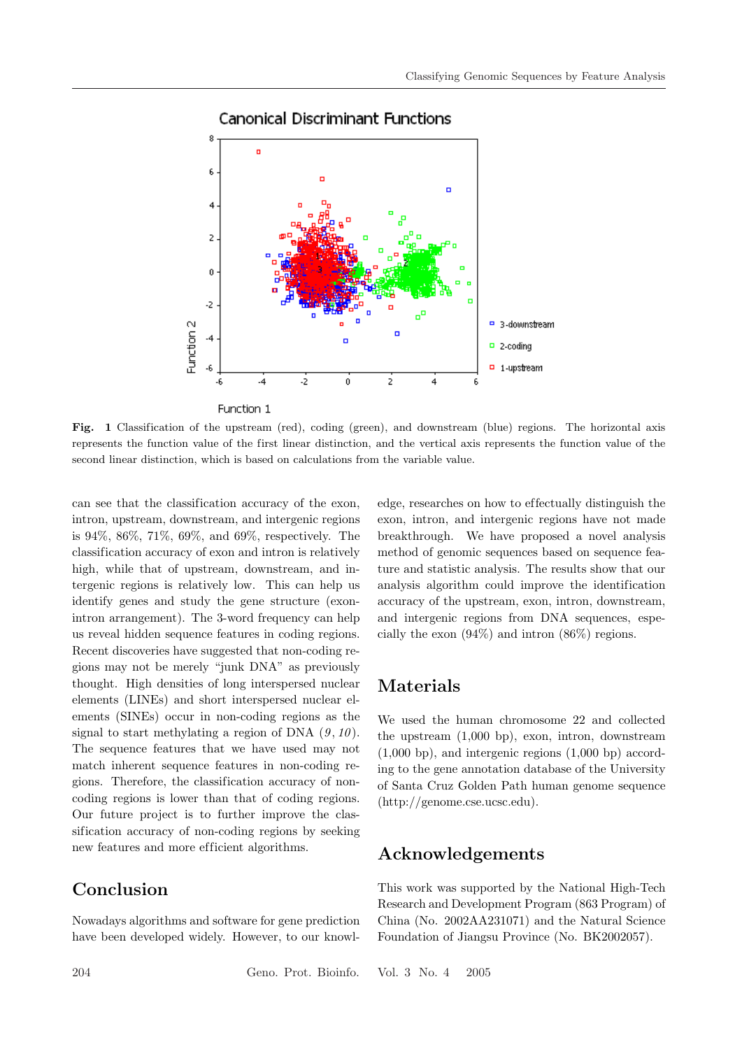**Fig. 1** Classification of the upstream (red), coding (green), and downstream (blue) regions. The horizontal axis represents the function value of the first linear distinction, and the vertical axis represents the function value of the second linear distinction, which is based on calculations from the variable value.

can see that the classification accuracy of the exon, intron, upstream, downstream, and intergenic regions is 94%, 86%, 71%, 69%, and 69%, respectively. The classification accuracy of exon and intron is relatively high, while that of upstream, downstream, and intergenic regions is relatively low. This can help us identify genes and study the gene structure (exon-intron arrangement). The 3-word frequency can help us reveal hidden sequence features in coding regions. Recent discoveries have suggested that non-coding regions may not be merely "junk DNA" as previously thought. High densities of long interspersed nuclear elements (LINEs) and short interspersed nuclear elements (SINEs) occur in non-coding regions as the signal to start methylating a region of DNA (*9*, *10*). The sequence features that we have used may not match inherent sequence features in non-coding regions. Therefore, the classification accuracy of non-coding regions is lower than that of coding regions. Our future project is to further improve the classification accuracy of non-coding regions by seeking new features and more efficient algorithms.

## Conclusion

Nowadays algorithms and software for gene prediction have been developed widely. However, to our knowledge, researches on how to effectually distinguish the exon, intron, and intergenic regions have not made breakthrough. We have proposed a novel analysis method of genomic sequences based on sequence feature and statistic analysis. The results show that our analysis algorithm could improve the identification accuracy of the upstream, exon, intron, downstream, and intergenic regions from DNA sequences, especially the exon (94%) and intron (86%) regions.

## Materials

We used the human chromosome 22 and collected the upstream (1,000 bp), exon, intron, downstream (1,000 bp), and intergenic regions (1,000 bp) according to the gene annotation database of the University of Santa Cruz Golden Path human genome sequence (http://genome.cse.ucsc.edu).

## Acknowledgements

This work was supported by the National High-Tech Research and Development Program (863 Program) of China (No. 2002AA231071) and the Natural Science Foundation of Jiangsu Province (No. BK2002057).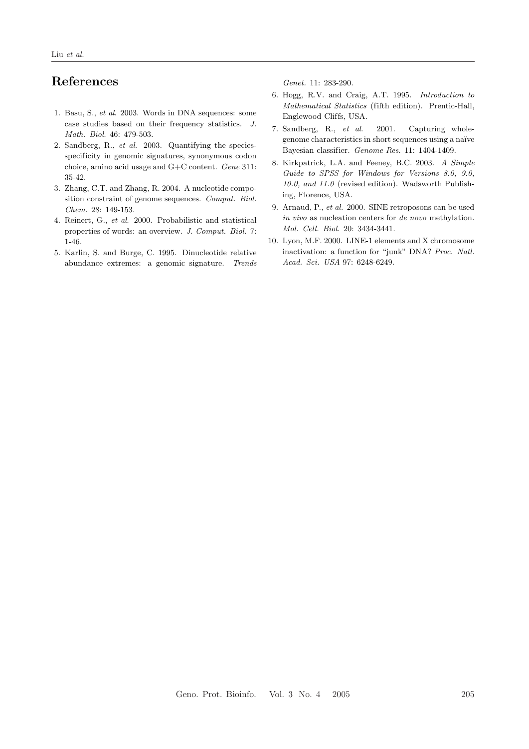## References

1. Basu, S., *et al*. 2003. Words in DNA sequences: some case studies based on their frequency statistics. *J. Math. Biol*. 46: 479-503.
2. Sandberg, R., *et al*. 2003. Quantifying the species-specificity in genomic signatures, synonymous codon choice, amino acid usage and G+C content. *Gene* 311: 35-42.
3. Zhang, C.T. and Zhang, R. 2004. A nucleotide composition constraint of genome sequences. *Comput. Biol. Chem.* 28: 149-153.
4. Reinert, G., *et al*. 2000. Probabilistic and statistical properties of words: an overview. *J. Comput. Biol.* 7: 1-46.
5. Karlin, S. and Burge, C. 1995. Dinucleotide relative abundance extremes: a genomic signature. *Trends Genet.* 11: 283-290.
6. Hogg, R.V. and Craig, A.T. 1995. *Introduction to Mathematical Statistics* (fifth edition). Prentic-Hall, Englewood Cliffs, USA.
7. Sandberg, R., *et al.* 2001. Capturing whole-genome characteristics in short sequences using a naïve Bayesian classifier. *Genome Res.* 11: 1404-1409.
8. Kirkpatrick, L.A. and Feeney, B.C. 2003. *A Simple Guide to SPSS for Windows for Versions 8.0, 9.0, 10.0, and 11.0* (revised edition). Wadsworth Publishing, Florence, USA.
9. Arnaud, P., *et al.* 2000. SINE retroposons can be used *in vivo* as nucleation centers for *de novo* methylation. *Mol. Cell. Biol.* 20: 3434-3441.
10. Lyon, M.F. 2000. LINE-1 elements and X chromosome inactivation: a function for "junk" DNA? *Proc. Natl. Acad. Sci. USA* 97: 6248-6249.